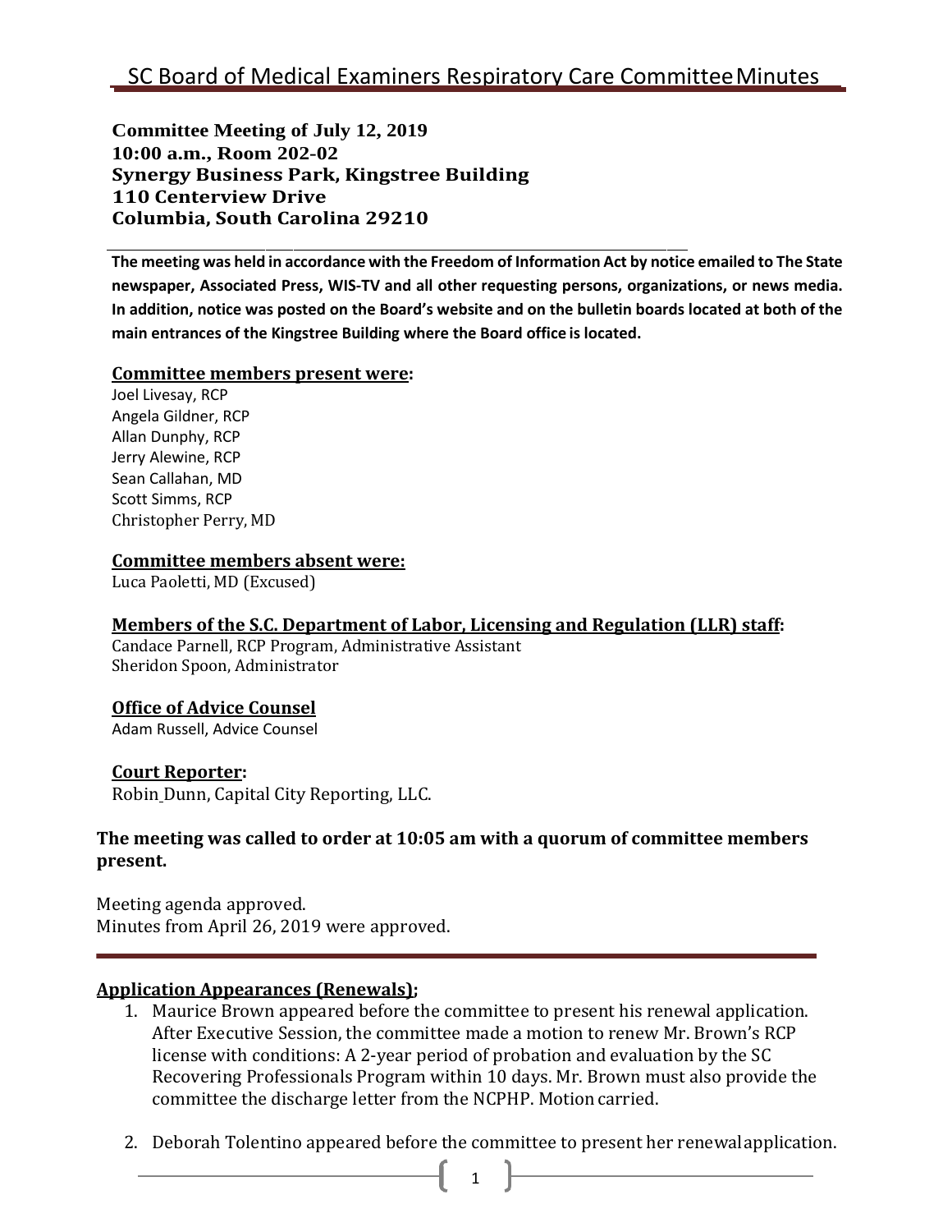# SC Board of Medical Examiners Respiratory Care Committee Minutes

**Committee Meeting of July 12, 2019**
**10:00 a.m., Room 202-02**
**Synergy Business Park, Kingstree Building**
**110 Centerview Drive**
**Columbia, South Carolina 29210**

**The meeting was held in accordance with the Freedom of Information Act by notice emailed to The State newspaper, Associated Press, WIS-TV and all other requesting persons, organizations, or news media. In addition, notice was posted on the Board's website and on the bulletin boards located at both of the main entrances of the Kingstree Building where the Board office is located.**

**Committee members present were:**
Joel Livesay, RCP
Angela Gildner, RCP
Allan Dunphy, RCP
Jerry Alewine, RCP
Sean Callahan, MD
Scott Simms, RCP
Christopher Perry, MD

**Committee members absent were:**
Luca Paoletti, MD (Excused)

**Members of the S.C. Department of Labor, Licensing and Regulation (LLR) staff:**
Candace Parnell, RCP Program, Administrative Assistant
Sheridon Spoon, Administrator

**Office of Advice Counsel**
Adam Russell, Advice Counsel

**Court Reporter:**
Robin Dunn, Capital City Reporting, LLC.

**The meeting was called to order at 10:05 am with a quorum of committee members present.**

Meeting agenda approved.
Minutes from April 26, 2019 were approved.

**Application Appearances (Renewals);**

1. Maurice Brown appeared before the committee to present his renewal application. After Executive Session, the committee made a motion to renew Mr. Brown's RCP license with conditions: A 2-year period of probation and evaluation by the SC Recovering Professionals Program within 10 days. Mr. Brown must also provide the committee the discharge letter from the NCPHP. Motion carried.

2. Deborah Tolentino appeared before the committee to present her renewal application.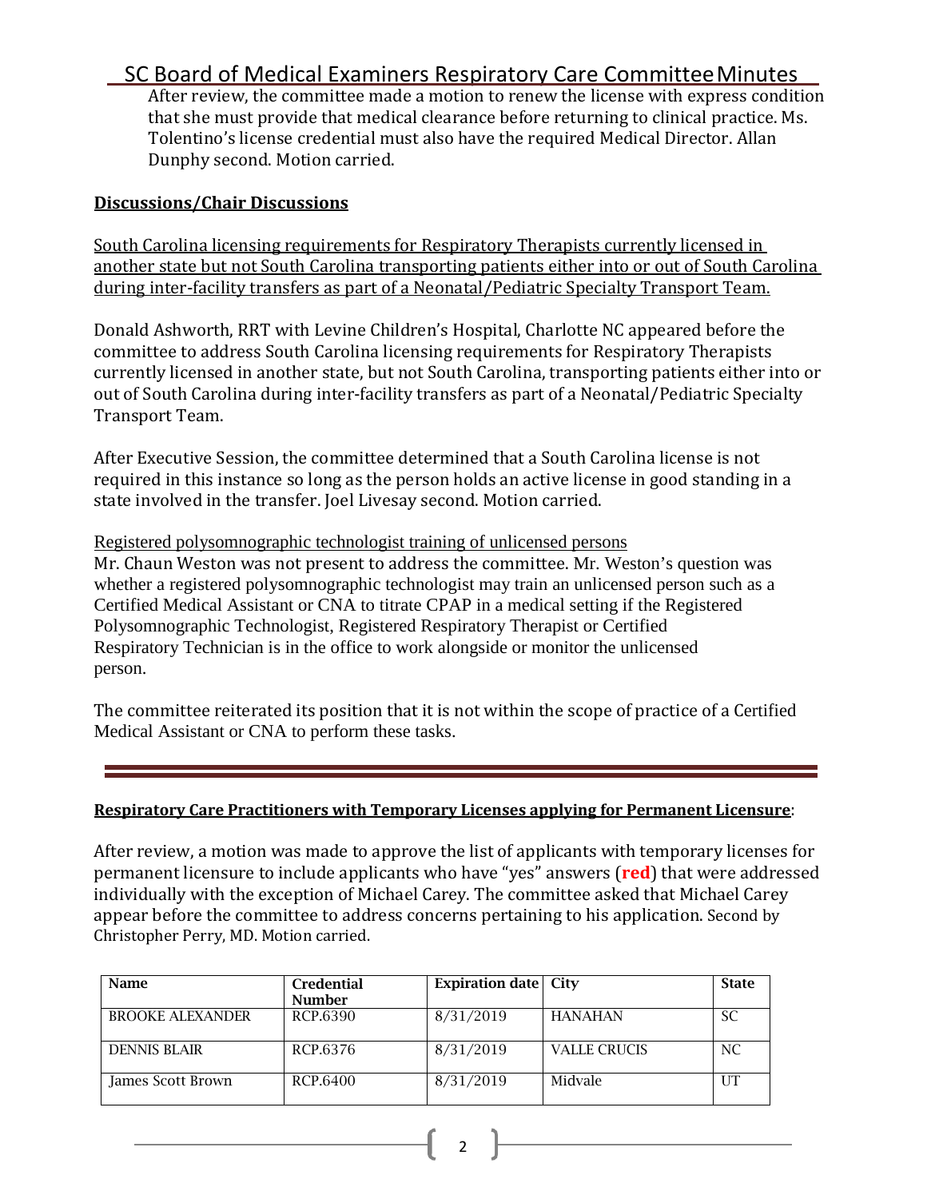After review, the committee made a motion to renew the license with express condition that she must provide that medical clearance before returning to clinical practice. Ms. Tolentino's license credential must also have the required Medical Director. Allan Dunphy second. Motion carried.

## Discussions/Chair Discussions

South Carolina licensing requirements for Respiratory Therapists currently licensed in another state but not South Carolina transporting patients either into or out of South Carolina during inter-facility transfers as part of a Neonatal/Pediatric Specialty Transport Team.

Donald Ashworth, RRT with Levine Children's Hospital, Charlotte NC appeared before the committee to address South Carolina licensing requirements for Respiratory Therapists currently licensed in another state, but not South Carolina, transporting patients either into or out of South Carolina during inter-facility transfers as part of a Neonatal/Pediatric Specialty Transport Team.

After Executive Session, the committee determined that a South Carolina license is not required in this instance so long as the person holds an active license in good standing in a state involved in the transfer. Joel Livesay second. Motion carried.

Registered polysomnographic technologist training of unlicensed persons

Mr. Chaun Weston was not present to address the committee. Mr. Weston's question was whether a registered polysomnographic technologist may train an unlicensed person such as a Certified Medical Assistant or CNA to titrate CPAP in a medical setting if the Registered Polysomnographic Technologist, Registered Respiratory Therapist or Certified Respiratory Technician is in the office to work alongside or monitor the unlicensed person.

The committee reiterated its position that it is not within the scope of practice of a Certified Medical Assistant or CNA to perform these tasks.

---

**Respiratory Care Practitioners with Temporary Licenses applying for Permanent Licensure:**

After review, a motion was made to approve the list of applicants with temporary licenses for permanent licensure to include applicants who have "yes" answers (**red**) that were addressed individually with the exception of Michael Carey. The committee asked that Michael Carey appear before the committee to address concerns pertaining to his application. Second by Christopher Perry, MD. Motion carried.

| Name | Credential Number | Expiration date | City | State |
|---|---|---|---|---|
| BROOKE ALEXANDER | RCP.6390 | 8/31/2019 | HANAHAN | SC |
| DENNIS BLAIR | RCP.6376 | 8/31/2019 | VALLE CRUCIS | NC |
| James Scott Brown | RCP.6400 | 8/31/2019 | Midvale | UT |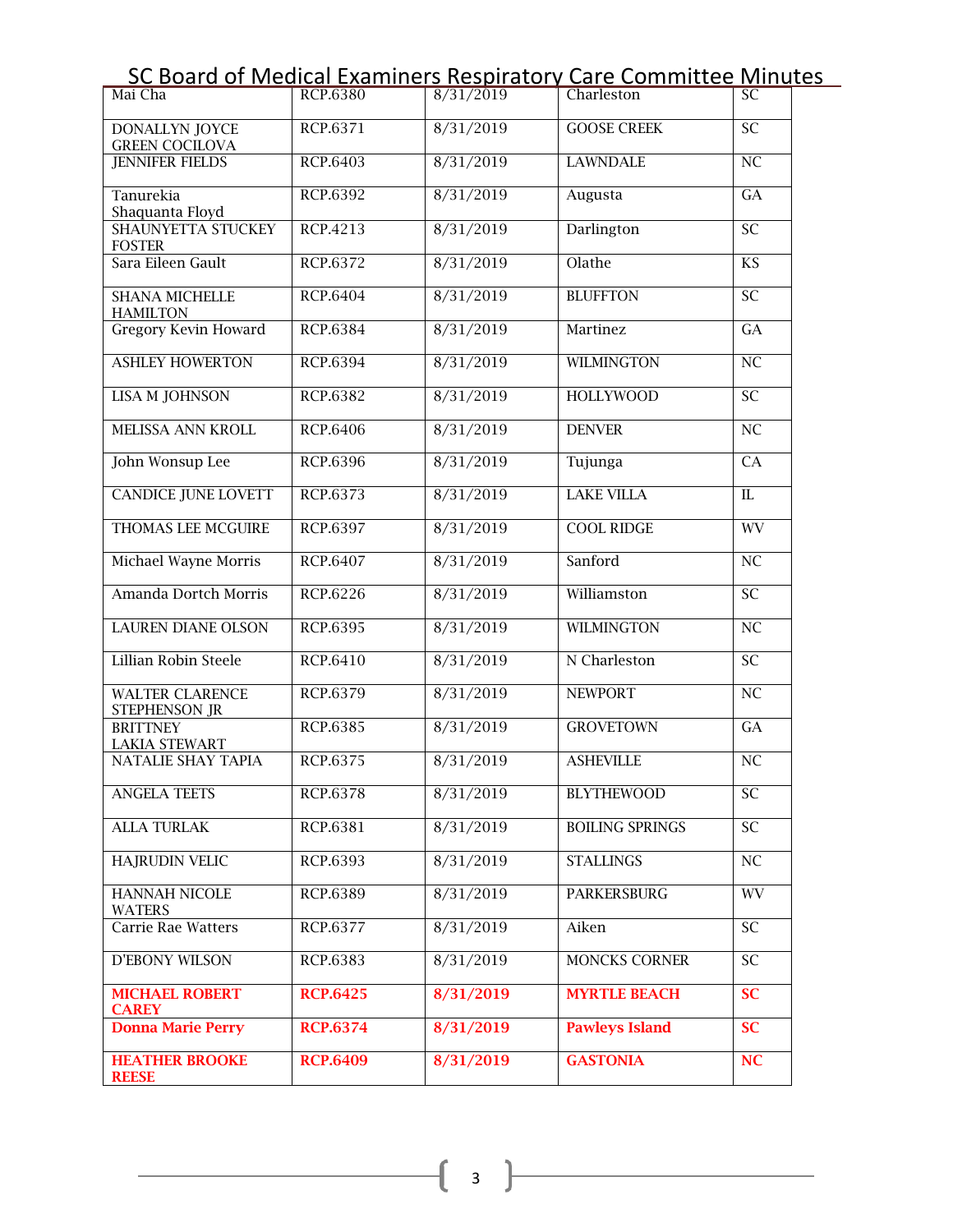| Mai Cha | RCP.6380 | 8/31/2019 | Charleston | SC |
|---|---|---|---|---|
| DONALLYN JOYCE GREEN COCILOVA | RCP.6371 | 8/31/2019 | GOOSE CREEK | SC |
| JENNIFER FIELDS | RCP.6403 | 8/31/2019 | LAWNDALE | NC |
| Tanurekia Shaquanta Floyd | RCP.6392 | 8/31/2019 | Augusta | GA |
| SHAUNYETTA STUCKEY FOSTER | RCP.4213 | 8/31/2019 | Darlington | SC |
| Sara Eileen Gault | RCP.6372 | 8/31/2019 | Olathe | KS |
| SHANA MICHELLE HAMILTON | RCP.6404 | 8/31/2019 | BLUFFTON | SC |
| Gregory Kevin Howard | RCP.6384 | 8/31/2019 | Martinez | GA |
| ASHLEY HOWERTON | RCP.6394 | 8/31/2019 | WILMINGTON | NC |
| LISA M JOHNSON | RCP.6382 | 8/31/2019 | HOLLYWOOD | SC |
| MELISSA ANN KROLL | RCP.6406 | 8/31/2019 | DENVER | NC |
| John Wonsup Lee | RCP.6396 | 8/31/2019 | Tujunga | CA |
| CANDICE JUNE LOVETT | RCP.6373 | 8/31/2019 | LAKE VILLA | IL |
| THOMAS LEE MCGUIRE | RCP.6397 | 8/31/2019 | COOL RIDGE | WV |
| Michael Wayne Morris | RCP.6407 | 8/31/2019 | Sanford | NC |
| Amanda Dortch Morris | RCP.6226 | 8/31/2019 | Williamston | SC |
| LAUREN DIANE OLSON | RCP.6395 | 8/31/2019 | WILMINGTON | NC |
| Lillian Robin Steele | RCP.6410 | 8/31/2019 | N Charleston | SC |
| WALTER CLARENCE STEPHENSON JR | RCP.6379 | 8/31/2019 | NEWPORT | NC |
| BRITTNEY LAKIA STEWART | RCP.6385 | 8/31/2019 | GROVETOWN | GA |
| NATALIE SHAY TAPIA | RCP.6375 | 8/31/2019 | ASHEVILLE | NC |
| ANGELA TEETS | RCP.6378 | 8/31/2019 | BLYTHEWOOD | SC |
| ALLA TURLAK | RCP.6381 | 8/31/2019 | BOILING SPRINGS | SC |
| HAJRUDIN VELIC | RCP.6393 | 8/31/2019 | STALLINGS | NC |
| HANNAH NICOLE WATERS | RCP.6389 | 8/31/2019 | PARKERSBURG | WV |
| Carrie Rae Watters | RCP.6377 | 8/31/2019 | Aiken | SC |
| D'EBONY WILSON | RCP.6383 | 8/31/2019 | MONCKS CORNER | SC |
| **MICHAEL ROBERT CAREY** | **RCP.6425** | **8/31/2019** | **MYRTLE BEACH** | **SC** |
| **Donna Marie Perry** | **RCP.6374** | **8/31/2019** | **Pawleys Island** | **SC** |
| **HEATHER BROOKE REESE** | **RCP.6409** | **8/31/2019** | **GASTONIA** | **NC** |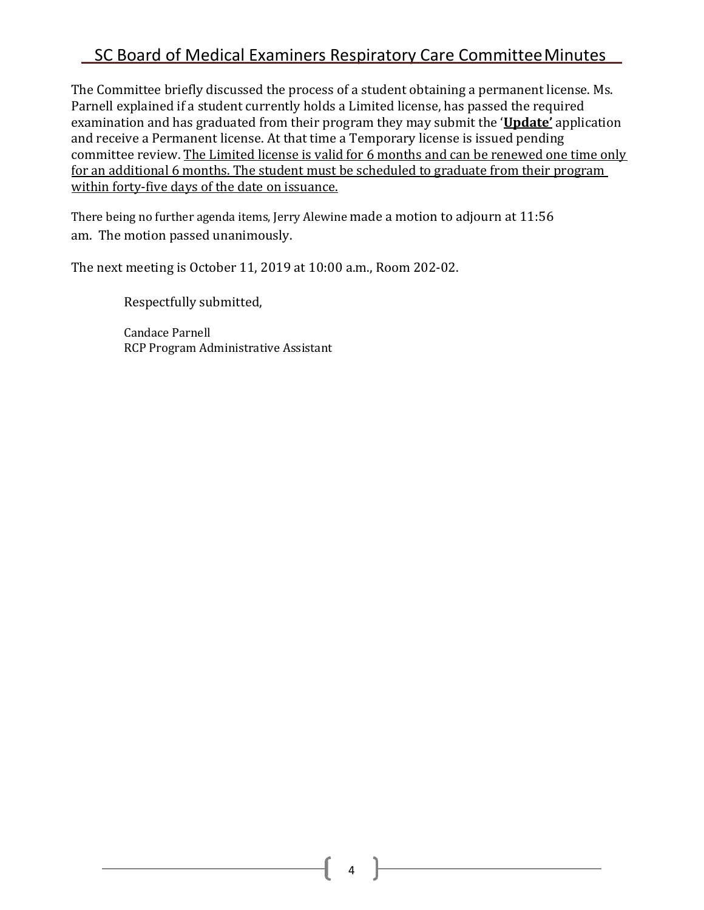The Committee briefly discussed the process of a student obtaining a permanent license. Ms. Parnell explained if a student currently holds a Limited license, has passed the required examination and has graduated from their program they may submit the '**Update'** application and receive a Permanent license. At that time a Temporary license is issued pending committee review. <u>The Limited license is valid for 6 months and can be renewed one time only for an additional 6 months. The student must be scheduled to graduate from their program within forty-five days of the date on issuance.</u>

There being no further agenda items, Jerry Alewine made a motion to adjourn at 11:56 am. The motion passed unanimously.

The next meeting is October 11, 2019 at 10:00 a.m., Room 202-02.

Respectfully submitted,

Candace Parnell
RCP Program Administrative Assistant